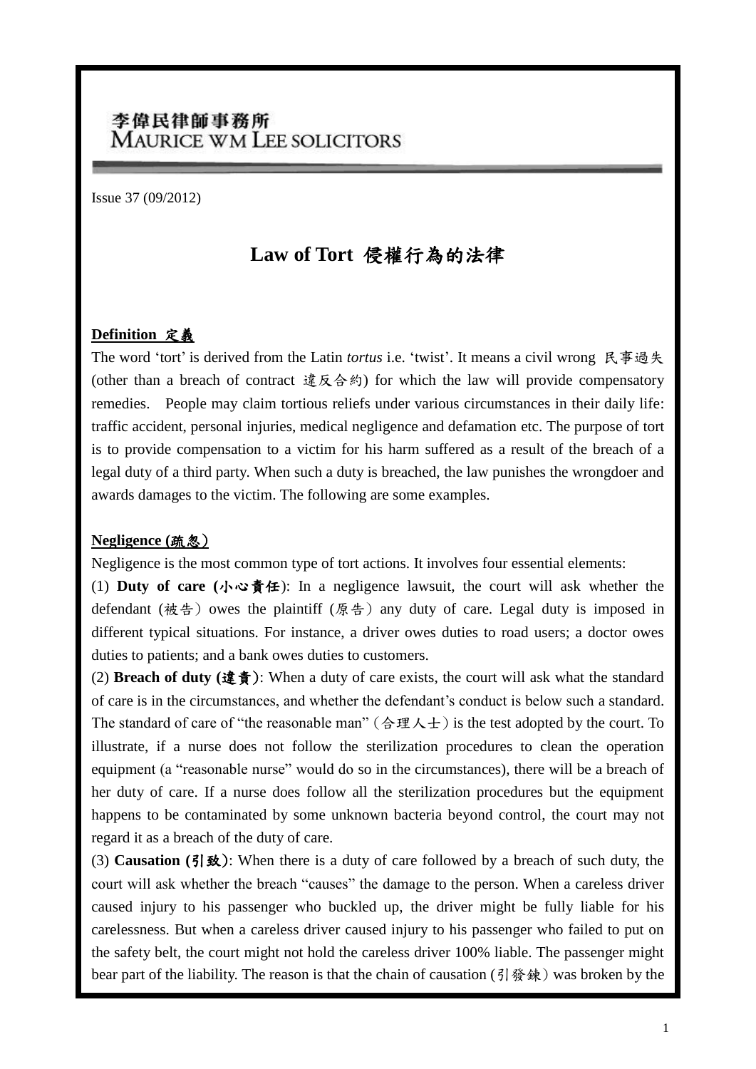李偉民律師事務所
MAURICE WM LEE SOLICITORS

Issue 37 (09/2012)

# Law of Tort 侵權行為的法律

## Definition 定義

The word 'tort' is derived from the Latin *tortus* i.e. 'twist'. It means a civil wrong 民事過失 (other than a breach of contract 違反合約) for which the law will provide compensatory remedies. People may claim tortious reliefs under various circumstances in their daily life: traffic accident, personal injuries, medical negligence and defamation etc. The purpose of tort is to provide compensation to a victim for his harm suffered as a result of the breach of a legal duty of a third party. When such a duty is breached, the law punishes the wrongdoer and awards damages to the victim. The following are some examples.

## Negligence (疏忽)

Negligence is the most common type of tort actions. It involves four essential elements:

(1) **Duty of care (小心責任)**: In a negligence lawsuit, the court will ask whether the defendant (被告) owes the plaintiff (原告) any duty of care. Legal duty is imposed in different typical situations. For instance, a driver owes duties to road users; a doctor owes duties to patients; and a bank owes duties to customers.

(2) **Breach of duty (違責)**: When a duty of care exists, the court will ask what the standard of care is in the circumstances, and whether the defendant's conduct is below such a standard. The standard of care of "the reasonable man" (合理人士) is the test adopted by the court. To illustrate, if a nurse does not follow the sterilization procedures to clean the operation equipment (a "reasonable nurse" would do so in the circumstances), there will be a breach of her duty of care. If a nurse does follow all the sterilization procedures but the equipment happens to be contaminated by some unknown bacteria beyond control, the court may not regard it as a breach of the duty of care.

(3) **Causation (引致)**: When there is a duty of care followed by a breach of such duty, the court will ask whether the breach "causes" the damage to the person. When a careless driver caused injury to his passenger who buckled up, the driver might be fully liable for his carelessness. But when a careless driver caused injury to his passenger who failed to put on the safety belt, the court might not hold the careless driver 100% liable. The passenger might bear part of the liability. The reason is that the chain of causation (引發鍊) was broken by the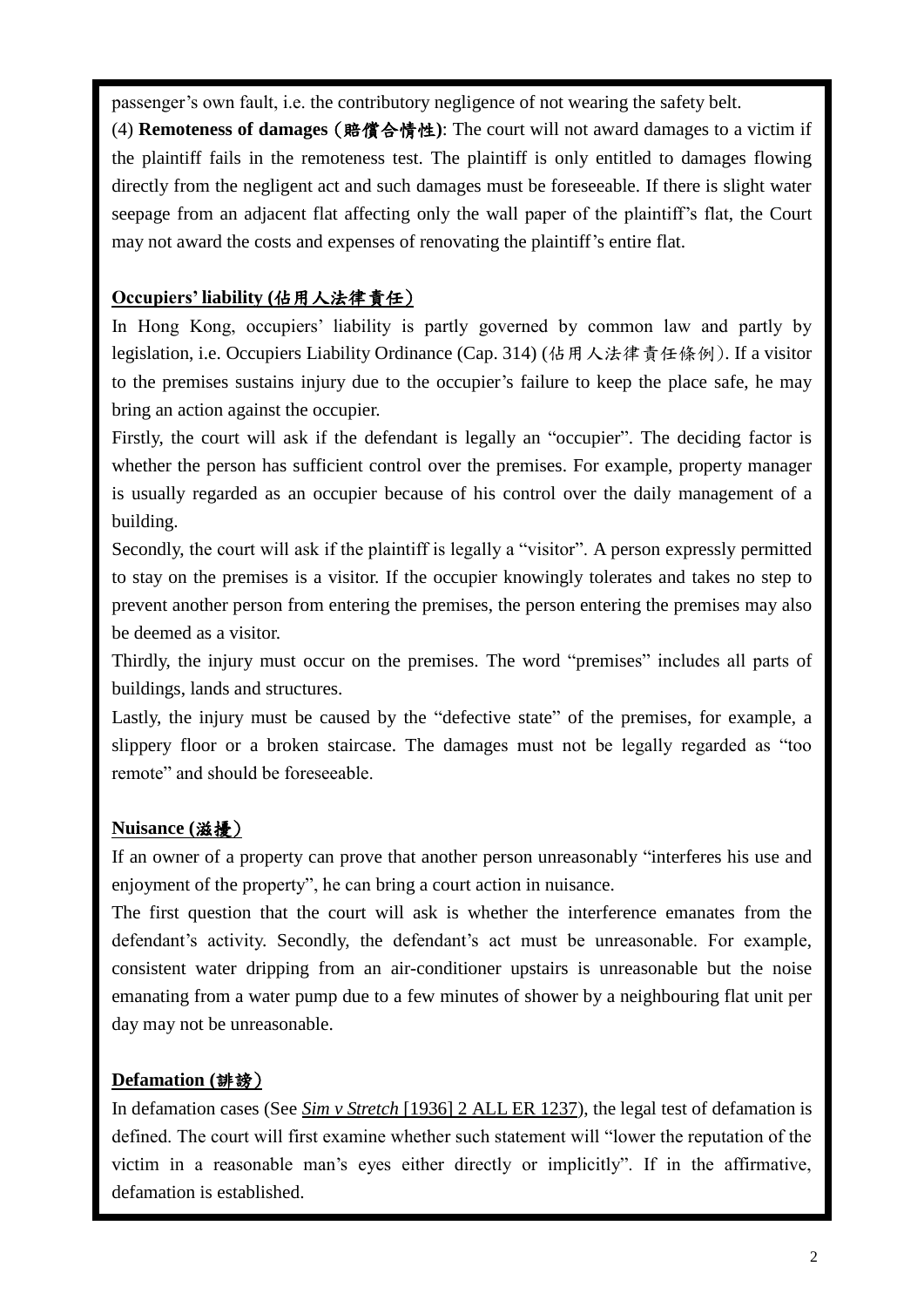passenger's own fault, i.e. the contributory negligence of not wearing the safety belt.

(4) **Remoteness of damages (賠償合情性)**: The court will not award damages to a victim if the plaintiff fails in the remoteness test. The plaintiff is only entitled to damages flowing directly from the negligent act and such damages must be foreseeable. If there is slight water seepage from an adjacent flat affecting only the wall paper of the plaintiff's flat, the Court may not award the costs and expenses of renovating the plaintiff's entire flat.

**Occupiers' liability (佔用人法律責任)**

In Hong Kong, occupiers' liability is partly governed by common law and partly by legislation, i.e. Occupiers Liability Ordinance (Cap. 314) (佔用人法律責任條例). If a visitor to the premises sustains injury due to the occupier's failure to keep the place safe, he may bring an action against the occupier.

Firstly, the court will ask if the defendant is legally an "occupier". The deciding factor is whether the person has sufficient control over the premises. For example, property manager is usually regarded as an occupier because of his control over the daily management of a building.

Secondly, the court will ask if the plaintiff is legally a "visitor". A person expressly permitted to stay on the premises is a visitor. If the occupier knowingly tolerates and takes no step to prevent another person from entering the premises, the person entering the premises may also be deemed as a visitor.

Thirdly, the injury must occur on the premises. The word "premises" includes all parts of buildings, lands and structures.

Lastly, the injury must be caused by the "defective state" of the premises, for example, a slippery floor or a broken staircase. The damages must not be legally regarded as "too remote" and should be foreseeable.

**Nuisance (滋擾)**

If an owner of a property can prove that another person unreasonably "interferes his use and enjoyment of the property", he can bring a court action in nuisance.

The first question that the court will ask is whether the interference emanates from the defendant's activity. Secondly, the defendant's act must be unreasonable. For example, consistent water dripping from an air-conditioner upstairs is unreasonable but the noise emanating from a water pump due to a few minutes of shower by a neighbouring flat unit per day may not be unreasonable.

**Defamation (誹謗)**

In defamation cases (See *Sim v Stretch* [1936] 2 ALL ER 1237), the legal test of defamation is defined. The court will first examine whether such statement will "lower the reputation of the victim in a reasonable man's eyes either directly or implicitly". If in the affirmative, defamation is established.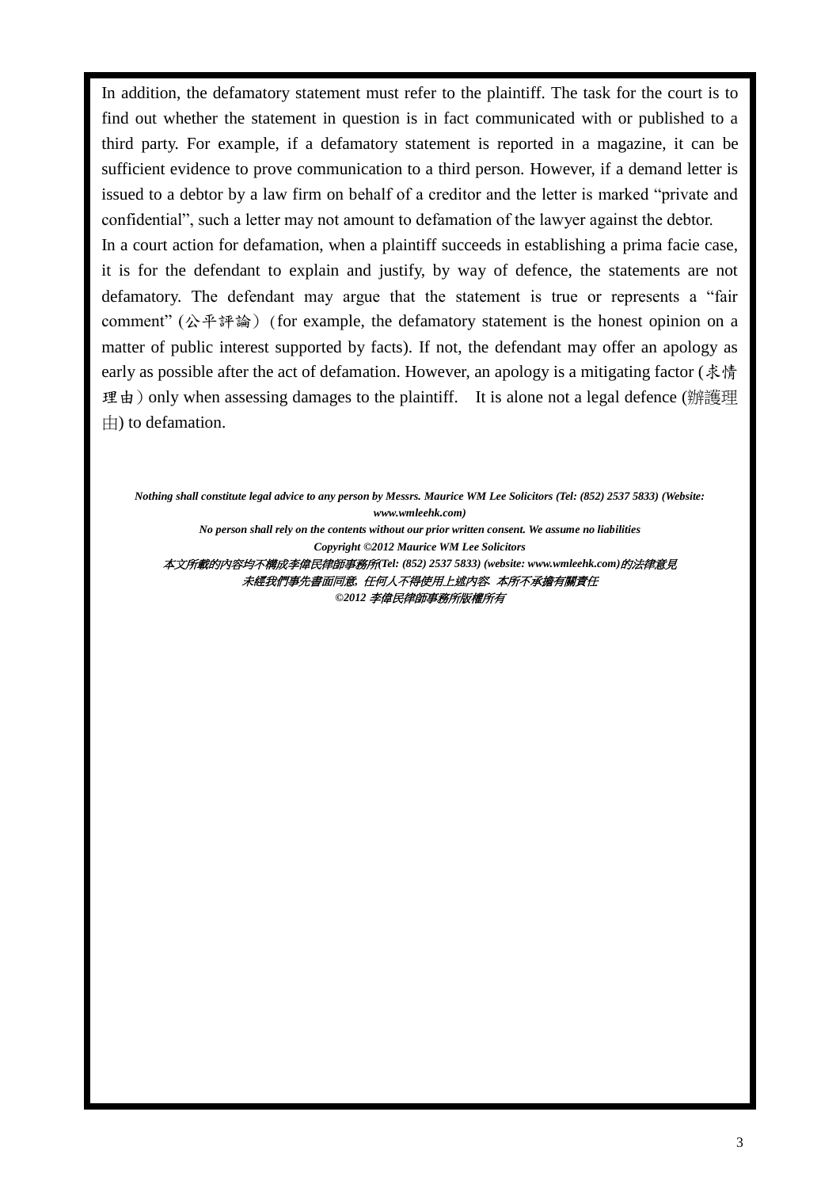In addition, the defamatory statement must refer to the plaintiff. The task for the court is to find out whether the statement in question is in fact communicated with or published to a third party. For example, if a defamatory statement is reported in a magazine, it can be sufficient evidence to prove communication to a third person. However, if a demand letter is issued to a debtor by a law firm on behalf of a creditor and the letter is marked "private and confidential", such a letter may not amount to defamation of the lawyer against the debtor.

In a court action for defamation, when a plaintiff succeeds in establishing a prima facie case, it is for the defendant to explain and justify, by way of defence, the statements are not defamatory. The defendant may argue that the statement is true or represents a "fair comment" (公平評論)（for example, the defamatory statement is the honest opinion on a matter of public interest supported by facts). If not, the defendant may offer an apology as early as possible after the act of defamation. However, an apology is a mitigating factor (求情理由）only when assessing damages to the plaintiff. It is alone not a legal defence (辦護理由) to defamation.

***Nothing shall constitute legal advice to any person by Messrs. Maurice WM Lee Solicitors (Tel: (852) 2537 5833) (Website: www.wmleehk.com)***

***No person shall rely on the contents without our prior written consent. We assume no liabilities***

***Copyright ©2012 Maurice WM Lee Solicitors***

***本文所載的內容均不構成李偉民律師事務所(Tel: (852) 2537 5833) (website: www.wmleehk.com)的法律意見***

***未經我們事先書面同意, 任何人不得使用上述內容. 本所不承擔有關責任***

***©2012 李偉民律師事務所版權所有***